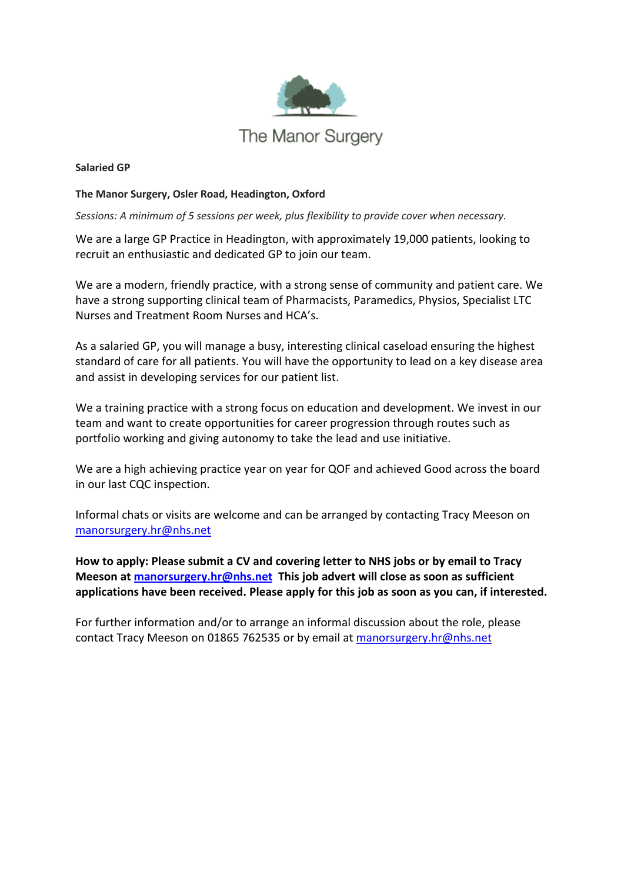The Manor Surgery

**Salaried GP**

**The Manor Surgery, Osler Road, Headington, Oxford**

*Sessions: A minimum of 5 sessions per week, plus flexibility to provide cover when necessary.*

We are a large GP Practice in Headington, with approximately 19,000 patients, looking to recruit an enthusiastic and dedicated GP to join our team.

We are a modern, friendly practice, with a strong sense of community and patient care. We have a strong supporting clinical team of Pharmacists, Paramedics, Physios, Specialist LTC Nurses and Treatment Room Nurses and HCA's.

As a salaried GP, you will manage a busy, interesting clinical caseload ensuring the highest standard of care for all patients. You will have the opportunity to lead on a key disease area and assist in developing services for our patient list.

We a training practice with a strong focus on education and development. We invest in our team and want to create opportunities for career progression through routes such as portfolio working and giving autonomy to take the lead and use initiative.

We are a high achieving practice year on year for QOF and achieved Good across the board in our last CQC inspection.

Informal chats or visits are welcome and can be arranged by contacting Tracy Meeson on manorsurgery.hr@nhs.net

**How to apply: Please submit a CV and covering letter to NHS jobs or by email to Tracy Meeson at manorsurgery.hr@nhs.net This job advert will close as soon as sufficient applications have been received. Please apply for this job as soon as you can, if interested.**

For further information and/or to arrange an informal discussion about the role, please contact Tracy Meeson on 01865 762535 or by email at manorsurgery.hr@nhs.net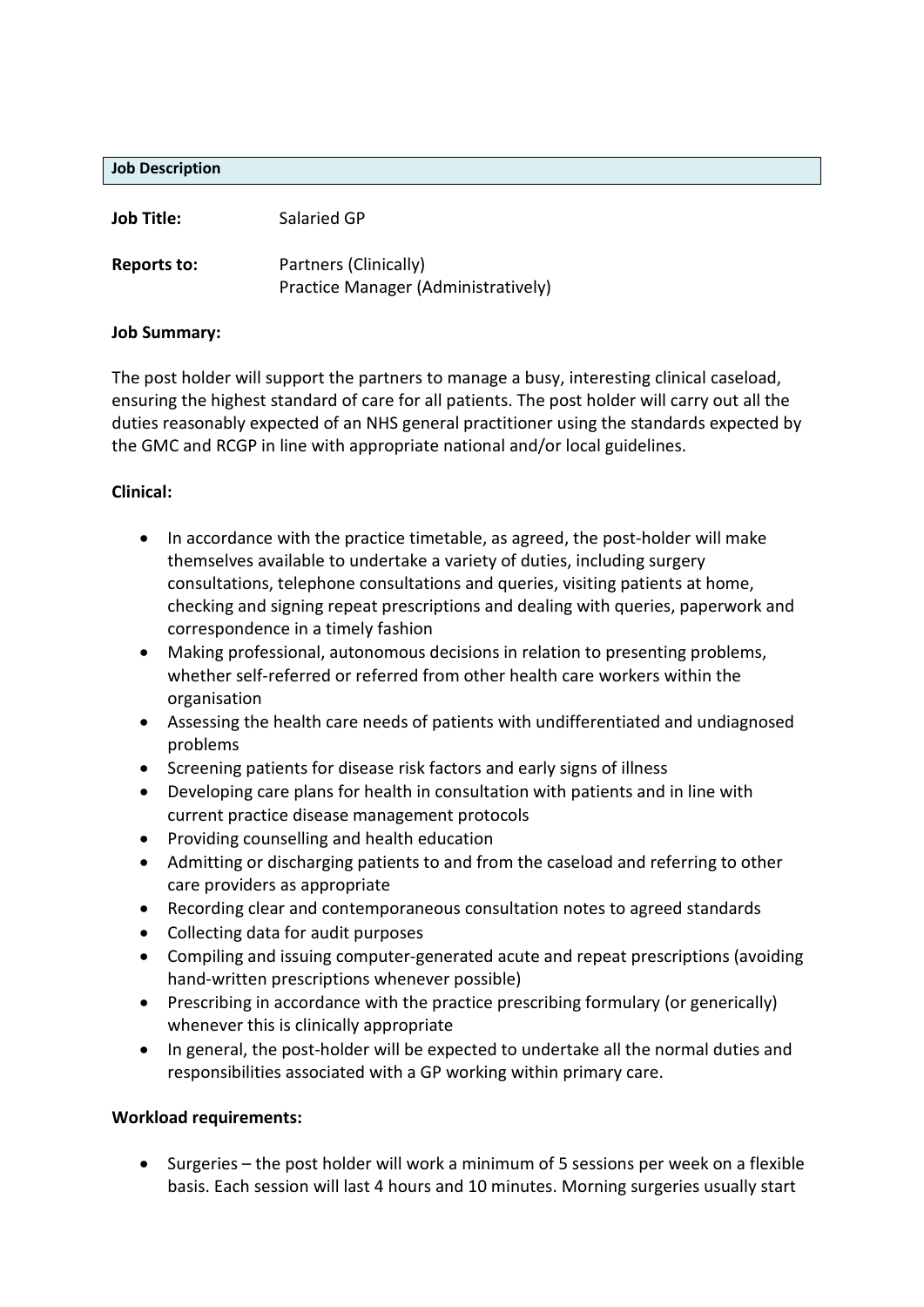**Job Description**

**Job Title:** Salaried GP

**Reports to:** Partners (Clinically)
Practice Manager (Administratively)

**Job Summary:**

The post holder will support the partners to manage a busy, interesting clinical caseload, ensuring the highest standard of care for all patients. The post holder will carry out all the duties reasonably expected of an NHS general practitioner using the standards expected by the GMC and RCGP in line with appropriate national and/or local guidelines.

**Clinical:**

- In accordance with the practice timetable, as agreed, the post-holder will make themselves available to undertake a variety of duties, including surgery consultations, telephone consultations and queries, visiting patients at home, checking and signing repeat prescriptions and dealing with queries, paperwork and correspondence in a timely fashion
- Making professional, autonomous decisions in relation to presenting problems, whether self-referred or referred from other health care workers within the organisation
- Assessing the health care needs of patients with undifferentiated and undiagnosed problems
- Screening patients for disease risk factors and early signs of illness
- Developing care plans for health in consultation with patients and in line with current practice disease management protocols
- Providing counselling and health education
- Admitting or discharging patients to and from the caseload and referring to other care providers as appropriate
- Recording clear and contemporaneous consultation notes to agreed standards
- Collecting data for audit purposes
- Compiling and issuing computer-generated acute and repeat prescriptions (avoiding hand-written prescriptions whenever possible)
- Prescribing in accordance with the practice prescribing formulary (or generically) whenever this is clinically appropriate
- In general, the post-holder will be expected to undertake all the normal duties and responsibilities associated with a GP working within primary care.

**Workload requirements:**

- Surgeries – the post holder will work a minimum of 5 sessions per week on a flexible basis. Each session will last 4 hours and 10 minutes. Morning surgeries usually start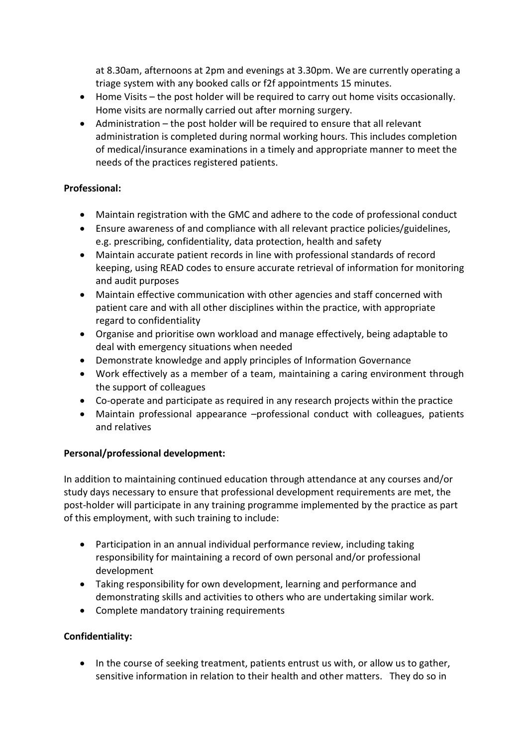at 8.30am, afternoons at 2pm and evenings at 3.30pm. We are currently operating a triage system with any booked calls or f2f appointments 15 minutes.

- Home Visits – the post holder will be required to carry out home visits occasionally. Home visits are normally carried out after morning surgery.
- Administration – the post holder will be required to ensure that all relevant administration is completed during normal working hours. This includes completion of medical/insurance examinations in a timely and appropriate manner to meet the needs of the practices registered patients.

**Professional:**

- Maintain registration with the GMC and adhere to the code of professional conduct
- Ensure awareness of and compliance with all relevant practice policies/guidelines, e.g. prescribing, confidentiality, data protection, health and safety
- Maintain accurate patient records in line with professional standards of record keeping, using READ codes to ensure accurate retrieval of information for monitoring and audit purposes
- Maintain effective communication with other agencies and staff concerned with patient care and with all other disciplines within the practice, with appropriate regard to confidentiality
- Organise and prioritise own workload and manage effectively, being adaptable to deal with emergency situations when needed
- Demonstrate knowledge and apply principles of Information Governance
- Work effectively as a member of a team, maintaining a caring environment through the support of colleagues
- Co-operate and participate as required in any research projects within the practice
- Maintain professional appearance –professional conduct with colleagues, patients and relatives

**Personal/professional development:**

In addition to maintaining continued education through attendance at any courses and/or study days necessary to ensure that professional development requirements are met, the post-holder will participate in any training programme implemented by the practice as part of this employment, with such training to include:

- Participation in an annual individual performance review, including taking responsibility for maintaining a record of own personal and/or professional development
- Taking responsibility for own development, learning and performance and demonstrating skills and activities to others who are undertaking similar work.
- Complete mandatory training requirements

**Confidentiality:**

- In the course of seeking treatment, patients entrust us with, or allow us to gather, sensitive information in relation to their health and other matters. They do so in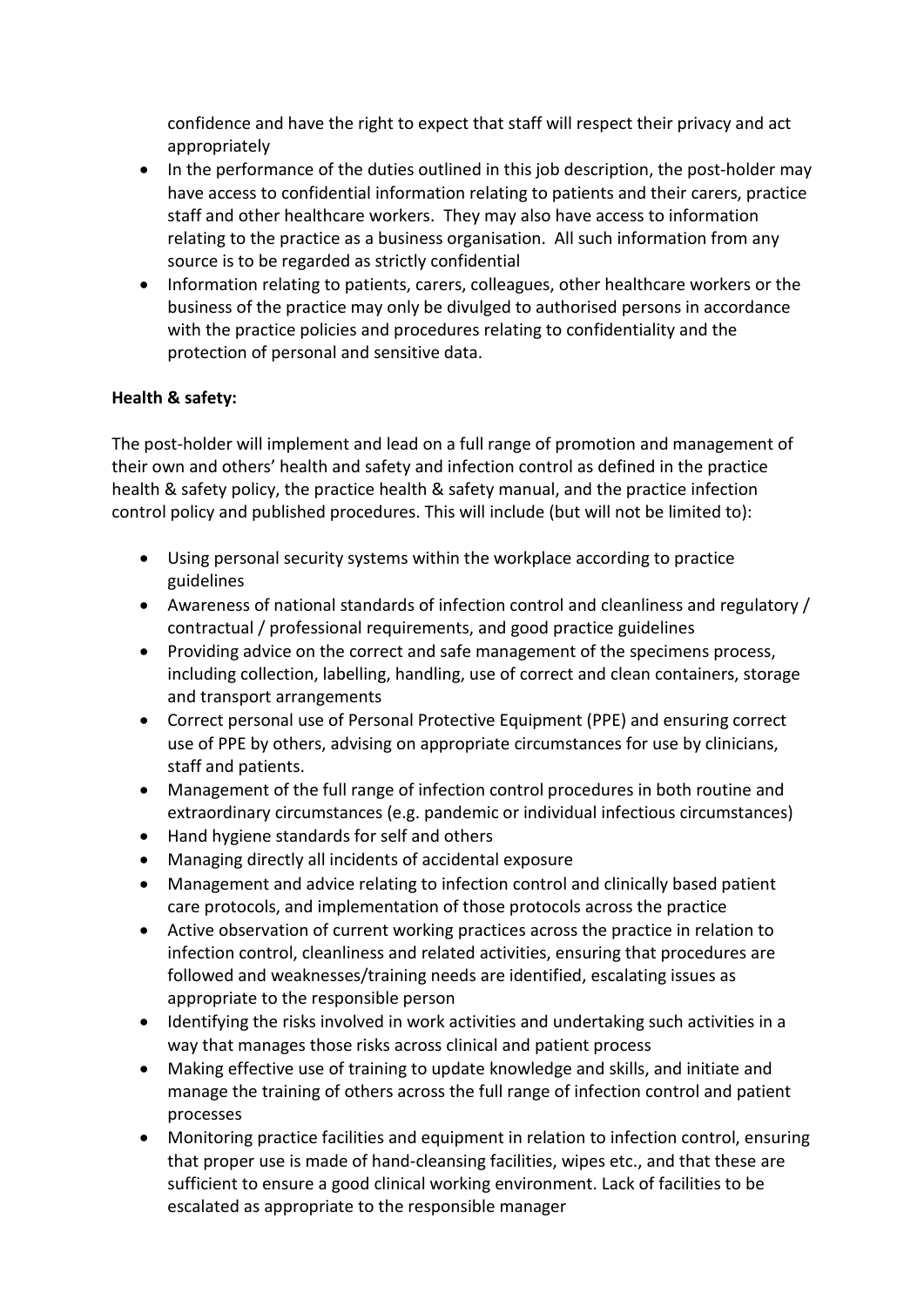confidence and have the right to expect that staff will respect their privacy and act appropriately

- In the performance of the duties outlined in this job description, the post-holder may have access to confidential information relating to patients and their carers, practice staff and other healthcare workers. They may also have access to information relating to the practice as a business organisation. All such information from any source is to be regarded as strictly confidential
- Information relating to patients, carers, colleagues, other healthcare workers or the business of the practice may only be divulged to authorised persons in accordance with the practice policies and procedures relating to confidentiality and the protection of personal and sensitive data.

**Health & safety:**

The post-holder will implement and lead on a full range of promotion and management of their own and others' health and safety and infection control as defined in the practice health & safety policy, the practice health & safety manual, and the practice infection control policy and published procedures. This will include (but will not be limited to):

- Using personal security systems within the workplace according to practice guidelines
- Awareness of national standards of infection control and cleanliness and regulatory / contractual / professional requirements, and good practice guidelines
- Providing advice on the correct and safe management of the specimens process, including collection, labelling, handling, use of correct and clean containers, storage and transport arrangements
- Correct personal use of Personal Protective Equipment (PPE) and ensuring correct use of PPE by others, advising on appropriate circumstances for use by clinicians, staff and patients.
- Management of the full range of infection control procedures in both routine and extraordinary circumstances (e.g. pandemic or individual infectious circumstances)
- Hand hygiene standards for self and others
- Managing directly all incidents of accidental exposure
- Management and advice relating to infection control and clinically based patient care protocols, and implementation of those protocols across the practice
- Active observation of current working practices across the practice in relation to infection control, cleanliness and related activities, ensuring that procedures are followed and weaknesses/training needs are identified, escalating issues as appropriate to the responsible person
- Identifying the risks involved in work activities and undertaking such activities in a way that manages those risks across clinical and patient process
- Making effective use of training to update knowledge and skills, and initiate and manage the training of others across the full range of infection control and patient processes
- Monitoring practice facilities and equipment in relation to infection control, ensuring that proper use is made of hand-cleansing facilities, wipes etc., and that these are sufficient to ensure a good clinical working environment. Lack of facilities to be escalated as appropriate to the responsible manager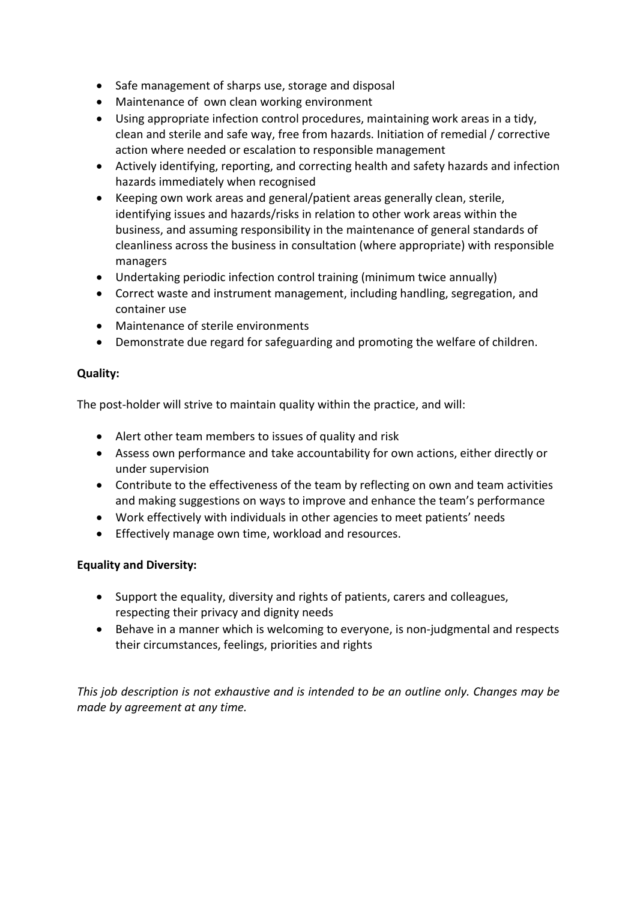- Safe management of sharps use, storage and disposal
- Maintenance of own clean working environment
- Using appropriate infection control procedures, maintaining work areas in a tidy, clean and sterile and safe way, free from hazards. Initiation of remedial / corrective action where needed or escalation to responsible management
- Actively identifying, reporting, and correcting health and safety hazards and infection hazards immediately when recognised
- Keeping own work areas and general/patient areas generally clean, sterile, identifying issues and hazards/risks in relation to other work areas within the business, and assuming responsibility in the maintenance of general standards of cleanliness across the business in consultation (where appropriate) with responsible managers
- Undertaking periodic infection control training (minimum twice annually)
- Correct waste and instrument management, including handling, segregation, and container use
- Maintenance of sterile environments
- Demonstrate due regard for safeguarding and promoting the welfare of children.

**Quality:**

The post-holder will strive to maintain quality within the practice, and will:

- Alert other team members to issues of quality and risk
- Assess own performance and take accountability for own actions, either directly or under supervision
- Contribute to the effectiveness of the team by reflecting on own and team activities and making suggestions on ways to improve and enhance the team's performance
- Work effectively with individuals in other agencies to meet patients' needs
- Effectively manage own time, workload and resources.

**Equality and Diversity:**

- Support the equality, diversity and rights of patients, carers and colleagues, respecting their privacy and dignity needs
- Behave in a manner which is welcoming to everyone, is non-judgmental and respects their circumstances, feelings, priorities and rights

*This job description is not exhaustive and is intended to be an outline only. Changes may be made by agreement at any time.*